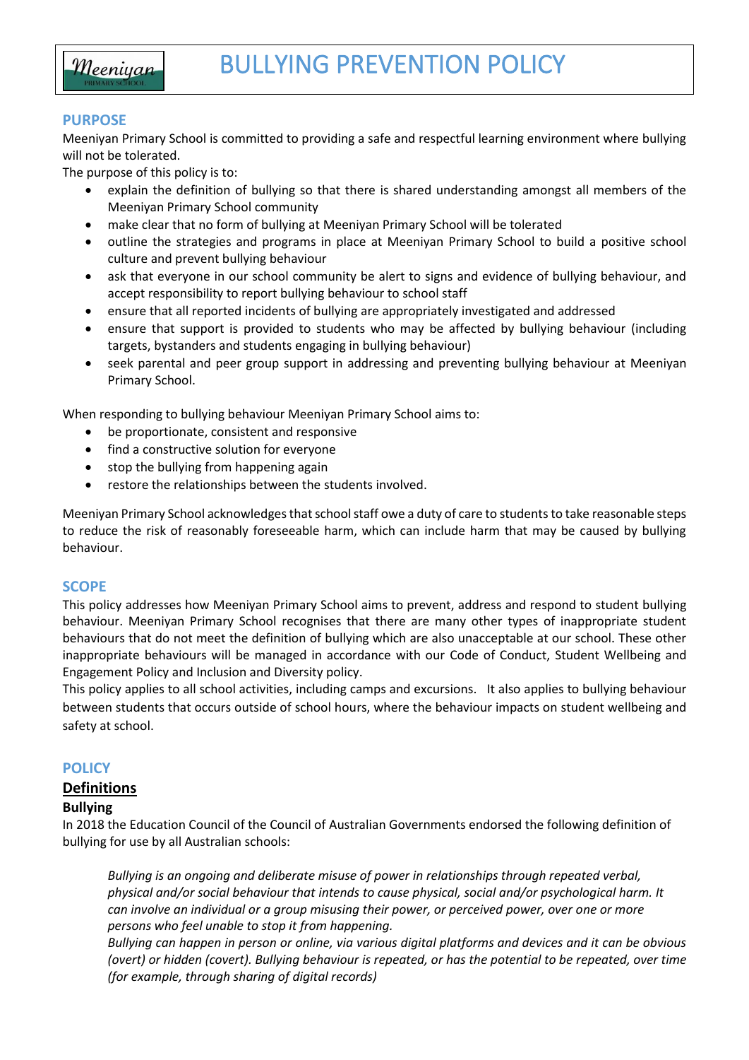# BULLYING PREVENTION POLICY

## PURPOSE

Meeniyan Primary School is committed to providing a safe and respectful learning environment where bullying will not be tolerated.

The purpose of this policy is to:

- explain the definition of bullying so that there is shared understanding amongst all members of the Meeniyan Primary School community
- make clear that no form of bullying at Meeniyan Primary School will be tolerated
- outline the strategies and programs in place at Meeniyan Primary School to build a positive school culture and prevent bullying behaviour
- ask that everyone in our school community be alert to signs and evidence of bullying behaviour, and accept responsibility to report bullying behaviour to school staff
- ensure that all reported incidents of bullying are appropriately investigated and addressed
- ensure that support is provided to students who may be affected by bullying behaviour (including targets, bystanders and students engaging in bullying behaviour)
- seek parental and peer group support in addressing and preventing bullying behaviour at Meeniyan Primary School.

When responding to bullying behaviour Meeniyan Primary School aims to:

- be proportionate, consistent and responsive
- find a constructive solution for everyone
- stop the bullying from happening again
- restore the relationships between the students involved.

Meeniyan Primary School acknowledges that school staff owe a duty of care to students to take reasonable steps to reduce the risk of reasonably foreseeable harm, which can include harm that may be caused by bullying behaviour.

## SCOPE

This policy addresses how Meeniyan Primary School aims to prevent, address and respond to student bullying behaviour. Meeniyan Primary School recognises that there are many other types of inappropriate student behaviours that do not meet the definition of bullying which are also unacceptable at our school. These other inappropriate behaviours will be managed in accordance with our Code of Conduct, Student Wellbeing and Engagement Policy and Inclusion and Diversity policy.

This policy applies to all school activities, including camps and excursions. It also applies to bullying behaviour between students that occurs outside of school hours, where the behaviour impacts on student wellbeing and safety at school.

## POLICY

### Definitions

#### Bullying

In 2018 the Education Council of the Council of Australian Governments endorsed the following definition of bullying for use by all Australian schools:

> *Bullying is an ongoing and deliberate misuse of power in relationships through repeated verbal, physical and/or social behaviour that intends to cause physical, social and/or psychological harm. It can involve an individual or a group misusing their power, or perceived power, over one or more persons who feel unable to stop it from happening.*
>
> *Bullying can happen in person or online, via various digital platforms and devices and it can be obvious (overt) or hidden (covert). Bullying behaviour is repeated, or has the potential to be repeated, over time (for example, through sharing of digital records)*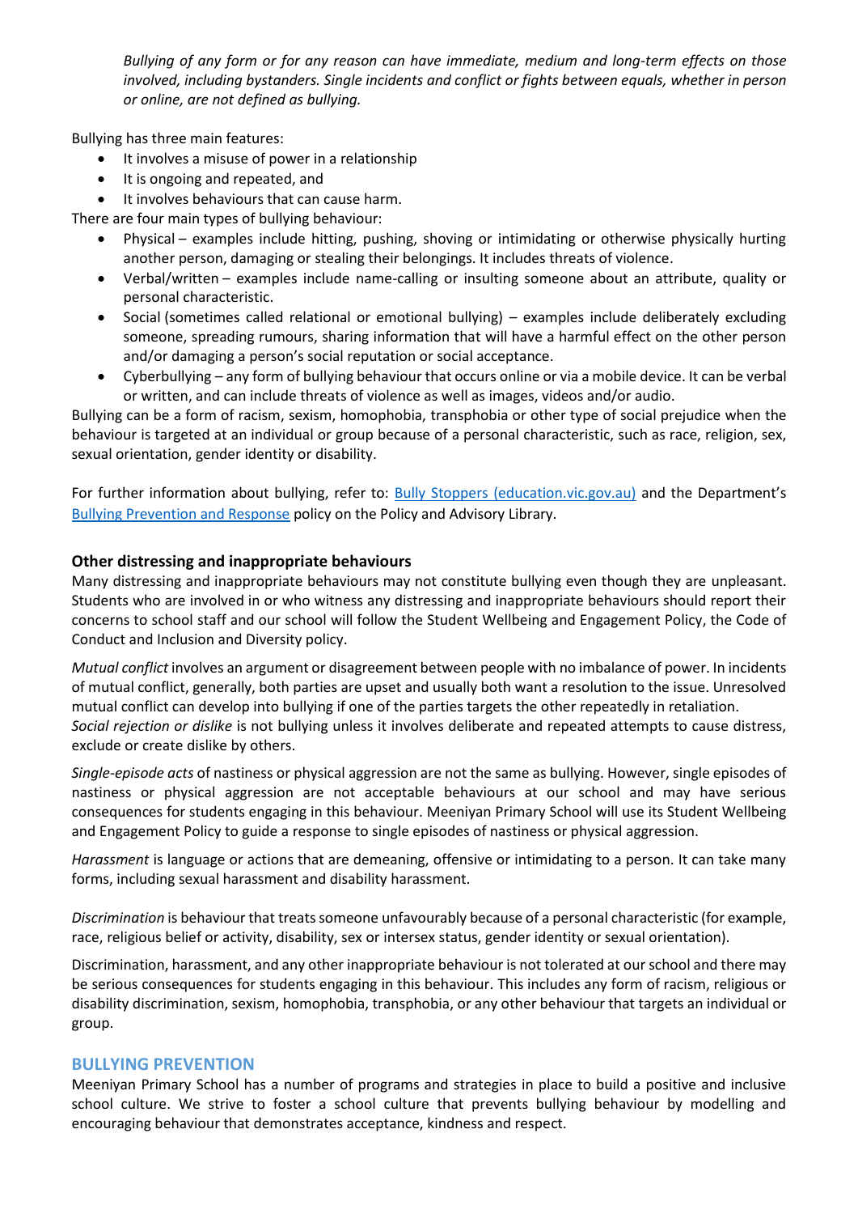*Bullying of any form or for any reason can have immediate, medium and long-term effects on those involved, including bystanders. Single incidents and conflict or fights between equals, whether in person or online, are not defined as bullying.*

Bullying has three main features:

- It involves a misuse of power in a relationship
- It is ongoing and repeated, and
- It involves behaviours that can cause harm.

There are four main types of bullying behaviour:

- Physical – examples include hitting, pushing, shoving or intimidating or otherwise physically hurting another person, damaging or stealing their belongings. It includes threats of violence.
- Verbal/written – examples include name-calling or insulting someone about an attribute, quality or personal characteristic.
- Social (sometimes called relational or emotional bullying) – examples include deliberately excluding someone, spreading rumours, sharing information that will have a harmful effect on the other person and/or damaging a person's social reputation or social acceptance.
- Cyberbullying – any form of bullying behaviour that occurs online or via a mobile device. It can be verbal or written, and can include threats of violence as well as images, videos and/or audio.

Bullying can be a form of racism, sexism, homophobia, transphobia or other type of social prejudice when the behaviour is targeted at an individual or group because of a personal characteristic, such as race, religion, sex, sexual orientation, gender identity or disability.

For further information about bullying, refer to: [Bully Stoppers (education.vic.gov.au)](https://www.education.vic.gov.au) and the Department's [Bullying Prevention and Response](#) policy on the Policy and Advisory Library.

### Other distressing and inappropriate behaviours

Many distressing and inappropriate behaviours may not constitute bullying even though they are unpleasant. Students who are involved in or who witness any distressing and inappropriate behaviours should report their concerns to school staff and our school will follow the Student Wellbeing and Engagement Policy, the Code of Conduct and Inclusion and Diversity policy.

*Mutual conflict* involves an argument or disagreement between people with no imbalance of power. In incidents of mutual conflict, generally, both parties are upset and usually both want a resolution to the issue. Unresolved mutual conflict can develop into bullying if one of the parties targets the other repeatedly in retaliation.
*Social rejection or dislike* is not bullying unless it involves deliberate and repeated attempts to cause distress, exclude or create dislike by others.

*Single-episode acts* of nastiness or physical aggression are not the same as bullying. However, single episodes of nastiness or physical aggression are not acceptable behaviours at our school and may have serious consequences for students engaging in this behaviour. Meeniyan Primary School will use its Student Wellbeing and Engagement Policy to guide a response to single episodes of nastiness or physical aggression.

*Harassment* is language or actions that are demeaning, offensive or intimidating to a person. It can take many forms, including sexual harassment and disability harassment.

*Discrimination* is behaviour that treats someone unfavourably because of a personal characteristic (for example, race, religious belief or activity, disability, sex or intersex status, gender identity or sexual orientation).

Discrimination, harassment, and any other inappropriate behaviour is not tolerated at our school and there may be serious consequences for students engaging in this behaviour. This includes any form of racism, religious or disability discrimination, sexism, homophobia, transphobia, or any other behaviour that targets an individual or group.

## BULLYING PREVENTION

Meeniyan Primary School has a number of programs and strategies in place to build a positive and inclusive school culture. We strive to foster a school culture that prevents bullying behaviour by modelling and encouraging behaviour that demonstrates acceptance, kindness and respect.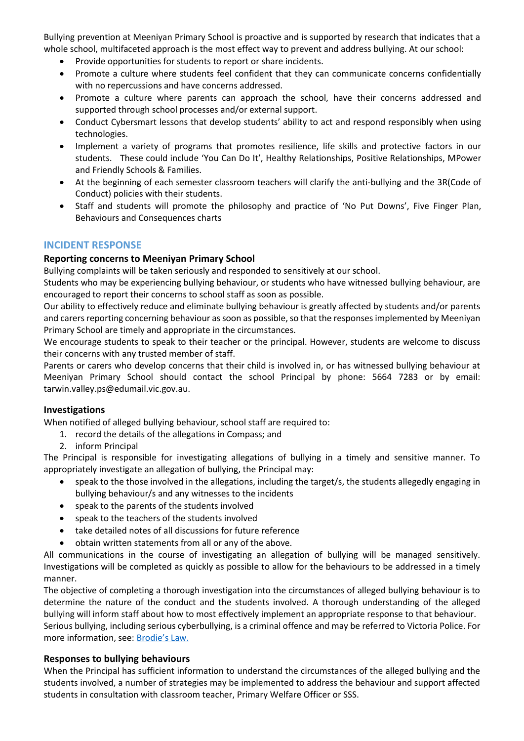Bullying prevention at Meeniyan Primary School is proactive and is supported by research that indicates that a whole school, multifaceted approach is the most effect way to prevent and address bullying. At our school:

- Provide opportunities for students to report or share incidents.
- Promote a culture where students feel confident that they can communicate concerns confidentially with no repercussions and have concerns addressed.
- Promote a culture where parents can approach the school, have their concerns addressed and supported through school processes and/or external support.
- Conduct Cybersmart lessons that develop students' ability to act and respond responsibly when using technologies.
- Implement a variety of programs that promotes resilience, life skills and protective factors in our students. These could include 'You Can Do It', Healthy Relationships, Positive Relationships, MPower and Friendly Schools & Families.
- At the beginning of each semester classroom teachers will clarify the anti-bullying and the 3R(Code of Conduct) policies with their students.
- Staff and students will promote the philosophy and practice of 'No Put Downs', Five Finger Plan, Behaviours and Consequences charts

## INCIDENT RESPONSE

### Reporting concerns to Meeniyan Primary School

Bullying complaints will be taken seriously and responded to sensitively at our school.

Students who may be experiencing bullying behaviour, or students who have witnessed bullying behaviour, are encouraged to report their concerns to school staff as soon as possible.

Our ability to effectively reduce and eliminate bullying behaviour is greatly affected by students and/or parents and carers reporting concerning behaviour as soon as possible, so that the responses implemented by Meeniyan Primary School are timely and appropriate in the circumstances.

We encourage students to speak to their teacher or the principal. However, students are welcome to discuss their concerns with any trusted member of staff.

Parents or carers who develop concerns that their child is involved in, or has witnessed bullying behaviour at Meeniyan Primary School should contact the school Principal by phone: 5664 7283 or by email: tarwin.valley.ps@edumail.vic.gov.au.

### Investigations

When notified of alleged bullying behaviour, school staff are required to:

1. record the details of the allegations in Compass; and
2. inform Principal

The Principal is responsible for investigating allegations of bullying in a timely and sensitive manner. To appropriately investigate an allegation of bullying, the Principal may:

- speak to the those involved in the allegations, including the target/s, the students allegedly engaging in bullying behaviour/s and any witnesses to the incidents
- speak to the parents of the students involved
- speak to the teachers of the students involved
- take detailed notes of all discussions for future reference
- obtain written statements from all or any of the above.

All communications in the course of investigating an allegation of bullying will be managed sensitively. Investigations will be completed as quickly as possible to allow for the behaviours to be addressed in a timely manner.

The objective of completing a thorough investigation into the circumstances of alleged bullying behaviour is to determine the nature of the conduct and the students involved. A thorough understanding of the alleged bullying will inform staff about how to most effectively implement an appropriate response to that behaviour.

Serious bullying, including serious cyberbullying, is a criminal offence and may be referred to Victoria Police. For more information, see: Brodie's Law.

### Responses to bullying behaviours

When the Principal has sufficient information to understand the circumstances of the alleged bullying and the students involved, a number of strategies may be implemented to address the behaviour and support affected students in consultation with classroom teacher, Primary Welfare Officer or SSS.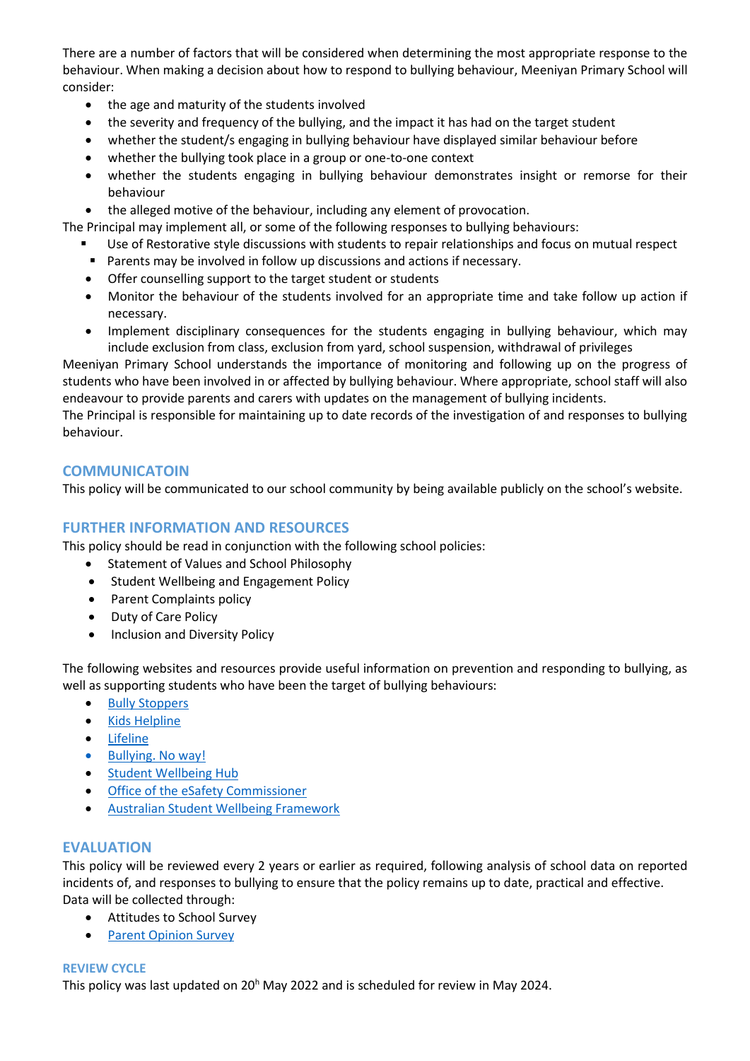There are a number of factors that will be considered when determining the most appropriate response to the behaviour. When making a decision about how to respond to bullying behaviour, Meeniyan Primary School will consider:

- the age and maturity of the students involved
- the severity and frequency of the bullying, and the impact it has had on the target student
- whether the student/s engaging in bullying behaviour have displayed similar behaviour before
- whether the bullying took place in a group or one-to-one context
- whether the students engaging in bullying behaviour demonstrates insight or remorse for their behaviour
- the alleged motive of the behaviour, including any element of provocation.

The Principal may implement all, or some of the following responses to bullying behaviours:

- Use of Restorative style discussions with students to repair relationships and focus on mutual respect
- Parents may be involved in follow up discussions and actions if necessary.
- Offer counselling support to the target student or students
- Monitor the behaviour of the students involved for an appropriate time and take follow up action if necessary.
- Implement disciplinary consequences for the students engaging in bullying behaviour, which may include exclusion from class, exclusion from yard, school suspension, withdrawal of privileges

Meeniyan Primary School understands the importance of monitoring and following up on the progress of students who have been involved in or affected by bullying behaviour. Where appropriate, school staff will also endeavour to provide parents and carers with updates on the management of bullying incidents.

The Principal is responsible for maintaining up to date records of the investigation of and responses to bullying behaviour.

## COMMUNICATOIN

This policy will be communicated to our school community by being available publicly on the school's website.

## FURTHER INFORMATION AND RESOURCES

This policy should be read in conjunction with the following school policies:

- Statement of Values and School Philosophy
- Student Wellbeing and Engagement Policy
- Parent Complaints policy
- Duty of Care Policy
- Inclusion and Diversity Policy

The following websites and resources provide useful information on prevention and responding to bullying, as well as supporting students who have been the target of bullying behaviours:

- Bully Stoppers
- Kids Helpline
- Lifeline
- Bullying. No way!
- Student Wellbeing Hub
- Office of the eSafety Commissioner
- Australian Student Wellbeing Framework

## EVALUATION

This policy will be reviewed every 2 years or earlier as required, following analysis of school data on reported incidents of, and responses to bullying to ensure that the policy remains up to date, practical and effective.
Data will be collected through:

- Attitudes to School Survey
- Parent Opinion Survey

### REVIEW CYCLE

This policy was last updated on 20h May 2022 and is scheduled for review in May 2024.